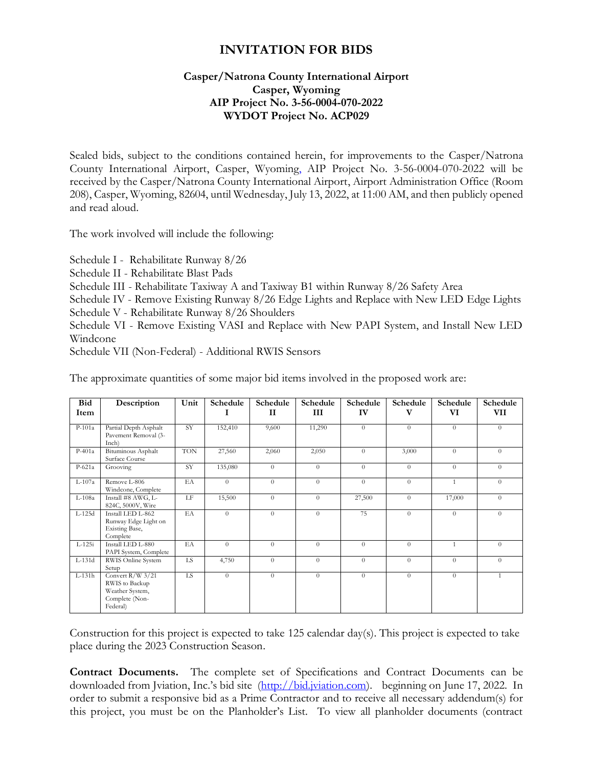# INVITATION FOR BIDS

**Casper/Natrona County International Airport**
**Casper, Wyoming**
**AIP Project No. 3-56-0004-070-2022**
**WYDOT Project No. ACP029**

Sealed bids, subject to the conditions contained herein, for improvements to the Casper/Natrona County International Airport, Casper, Wyoming, AIP Project No. 3-56-0004-070-2022 will be received by the Casper/Natrona County International Airport, Airport Administration Office (Room 208), Casper, Wyoming, 82604, until Wednesday, July 13, 2022, at 11:00 AM, and then publicly opened and read aloud.

The work involved will include the following:

Schedule I - Rehabilitate Runway 8/26
Schedule II - Rehabilitate Blast Pads
Schedule III - Rehabilitate Taxiway A and Taxiway B1 within Runway 8/26 Safety Area
Schedule IV - Remove Existing Runway 8/26 Edge Lights and Replace with New LED Edge Lights
Schedule V - Rehabilitate Runway 8/26 Shoulders
Schedule VI - Remove Existing VASI and Replace with New PAPI System, and Install New LED Windcone
Schedule VII (Non-Federal) - Additional RWIS Sensors

The approximate quantities of some major bid items involved in the proposed work are:

| Bid Item | Description | Unit | Schedule I | Schedule II | Schedule III | Schedule IV | Schedule V | Schedule VI | Schedule VII |
|---|---|---|---|---|---|---|---|---|---|
| P-101a | Partial Depth Asphalt Pavement Removal (3-Inch) | SY | 152,410 | 9,600 | 11,290 | 0 | 0 | 0 | 0 |
| P-401a | Bituminous Asphalt Surface Course | TON | 27,560 | 2,060 | 2,050 | 0 | 3,000 | 0 | 0 |
| P-621a | Grooving | SY | 135,080 | 0 | 0 | 0 | 0 | 0 | 0 |
| L-107a | Remove L-806 Windcone, Complete | EA | 0 | 0 | 0 | 0 | 0 | 1 | 0 |
| L-108a | Install #8 AWG, L-824C, 5000V, Wire | LF | 15,500 | 0 | 0 | 27,500 | 0 | 17,000 | 0 |
| L-125d | Install LED L-862 Runway Edge Light on Existing Base, Complete | EA | 0 | 0 | 0 | 75 | 0 | 0 | 0 |
| L-125i | Install LED L-880 PAPI System, Complete | EA | 0 | 0 | 0 | 0 | 0 | 1 | 0 |
| L-131d | RWIS Online System Setup | LS | 4,750 | 0 | 0 | 0 | 0 | 0 | 0 |
| L-131h | Convert R/W 3/21 RWIS to Backup Weather System, Complete (Non-Federal) | LS | 0 | 0 | 0 | 0 | 0 | 0 | 1 |

Construction for this project is expected to take 125 calendar day(s). This project is expected to take place during the 2023 Construction Season.

**Contract Documents.** The complete set of Specifications and Contract Documents can be downloaded from Jviation, Inc.'s bid site (http://bid.jviation.com). beginning on June 17, 2022. In order to submit a responsive bid as a Prime Contractor and to receive all necessary addendum(s) for this project, you must be on the Planholder's List. To view all planholder documents (contract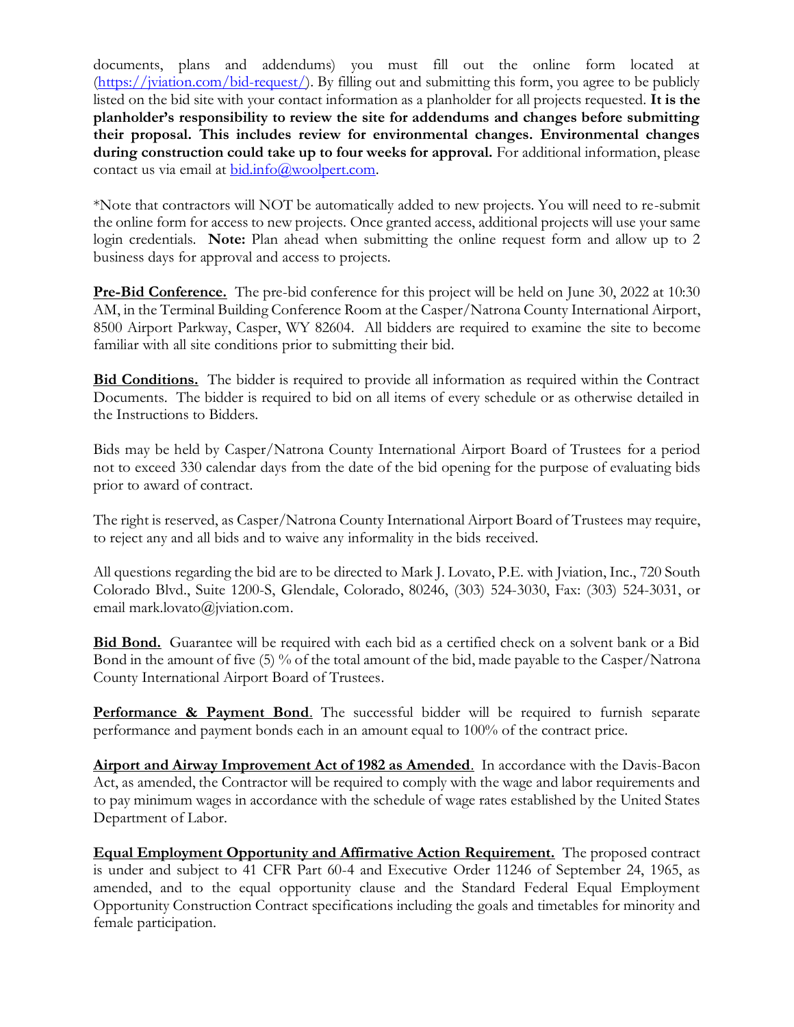documents, plans and addendums) you must fill out the online form located at (https://jviation.com/bid-request/). By filling out and submitting this form, you agree to be publicly listed on the bid site with your contact information as a planholder for all projects requested. **It is the planholder's responsibility to review the site for addendums and changes before submitting their proposal. This includes review for environmental changes. Environmental changes during construction could take up to four weeks for approval.** For additional information, please contact us via email at bid.info@woolpert.com.

*Note that contractors will NOT be automatically added to new projects. You will need to re-submit the online form for access to new projects. Once granted access, additional projects will use your same login credentials. **Note:** Plan ahead when submitting the online request form and allow up to 2 business days for approval and access to projects.

**Pre-Bid Conference.** The pre-bid conference for this project will be held on June 30, 2022 at 10:30 AM, in the Terminal Building Conference Room at the Casper/Natrona County International Airport, 8500 Airport Parkway, Casper, WY 82604. All bidders are required to examine the site to become familiar with all site conditions prior to submitting their bid.

**Bid Conditions.** The bidder is required to provide all information as required within the Contract Documents. The bidder is required to bid on all items of every schedule or as otherwise detailed in the Instructions to Bidders.

Bids may be held by Casper/Natrona County International Airport Board of Trustees for a period not to exceed 330 calendar days from the date of the bid opening for the purpose of evaluating bids prior to award of contract.

The right is reserved, as Casper/Natrona County International Airport Board of Trustees may require, to reject any and all bids and to waive any informality in the bids received.

All questions regarding the bid are to be directed to Mark J. Lovato, P.E. with Jviation, Inc., 720 South Colorado Blvd., Suite 1200-S, Glendale, Colorado, 80246, (303) 524-3030, Fax: (303) 524-3031, or email mark.lovato@jviation.com.

**Bid Bond.** Guarantee will be required with each bid as a certified check on a solvent bank or a Bid Bond in the amount of five (5) % of the total amount of the bid, made payable to the Casper/Natrona County International Airport Board of Trustees.

**Performance & Payment Bond**. The successful bidder will be required to furnish separate performance and payment bonds each in an amount equal to 100% of the contract price.

**Airport and Airway Improvement Act of 1982 as Amended**. In accordance with the Davis-Bacon Act, as amended, the Contractor will be required to comply with the wage and labor requirements and to pay minimum wages in accordance with the schedule of wage rates established by the United States Department of Labor.

**Equal Employment Opportunity and Affirmative Action Requirement.** The proposed contract is under and subject to 41 CFR Part 60-4 and Executive Order 11246 of September 24, 1965, as amended, and to the equal opportunity clause and the Standard Federal Equal Employment Opportunity Construction Contract specifications including the goals and timetables for minority and female participation.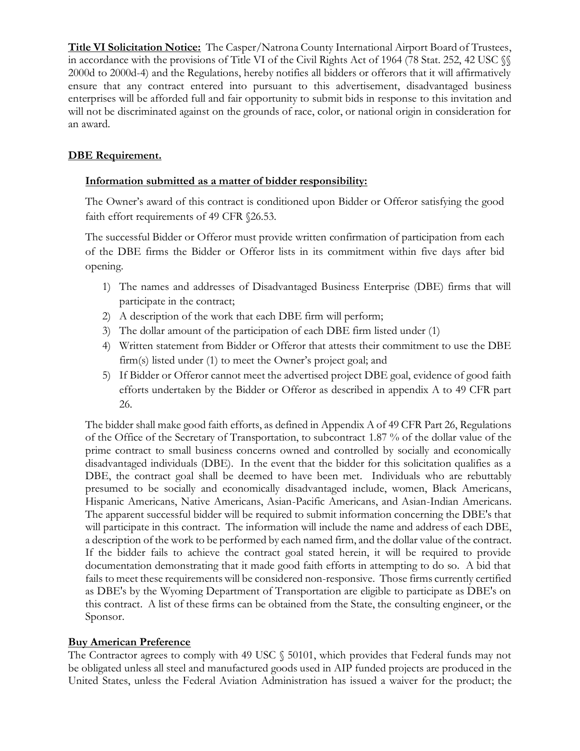**Title VI Solicitation Notice:** The Casper/Natrona County International Airport Board of Trustees, in accordance with the provisions of Title VI of the Civil Rights Act of 1964 (78 Stat. 252, 42 USC §§ 2000d to 2000d-4) and the Regulations, hereby notifies all bidders or offerors that it will affirmatively ensure that any contract entered into pursuant to this advertisement, disadvantaged business enterprises will be afforded full and fair opportunity to submit bids in response to this invitation and will not be discriminated against on the grounds of race, color, or national origin in consideration for an award.

**DBE Requirement.**

**Information submitted as a matter of bidder responsibility:**

The Owner's award of this contract is conditioned upon Bidder or Offeror satisfying the good faith effort requirements of 49 CFR §26.53.

The successful Bidder or Offeror must provide written confirmation of participation from each of the DBE firms the Bidder or Offeror lists in its commitment within five days after bid opening.

1) The names and addresses of Disadvantaged Business Enterprise (DBE) firms that will participate in the contract;
2) A description of the work that each DBE firm will perform;
3) The dollar amount of the participation of each DBE firm listed under (1)
4) Written statement from Bidder or Offeror that attests their commitment to use the DBE firm(s) listed under (1) to meet the Owner's project goal; and
5) If Bidder or Offeror cannot meet the advertised project DBE goal, evidence of good faith efforts undertaken by the Bidder or Offeror as described in appendix A to 49 CFR part 26.

The bidder shall make good faith efforts, as defined in Appendix A of 49 CFR Part 26, Regulations of the Office of the Secretary of Transportation, to subcontract 1.87 % of the dollar value of the prime contract to small business concerns owned and controlled by socially and economically disadvantaged individuals (DBE). In the event that the bidder for this solicitation qualifies as a DBE, the contract goal shall be deemed to have been met. Individuals who are rebuttably presumed to be socially and economically disadvantaged include, women, Black Americans, Hispanic Americans, Native Americans, Asian-Pacific Americans, and Asian-Indian Americans. The apparent successful bidder will be required to submit information concerning the DBE's that will participate in this contract. The information will include the name and address of each DBE, a description of the work to be performed by each named firm, and the dollar value of the contract. If the bidder fails to achieve the contract goal stated herein, it will be required to provide documentation demonstrating that it made good faith efforts in attempting to do so. A bid that fails to meet these requirements will be considered non-responsive. Those firms currently certified as DBE's by the Wyoming Department of Transportation are eligible to participate as DBE's on this contract. A list of these firms can be obtained from the State, the consulting engineer, or the Sponsor.

**Buy American Preference**

The Contractor agrees to comply with 49 USC § 50101, which provides that Federal funds may not be obligated unless all steel and manufactured goods used in AIP funded projects are produced in the United States, unless the Federal Aviation Administration has issued a waiver for the product; the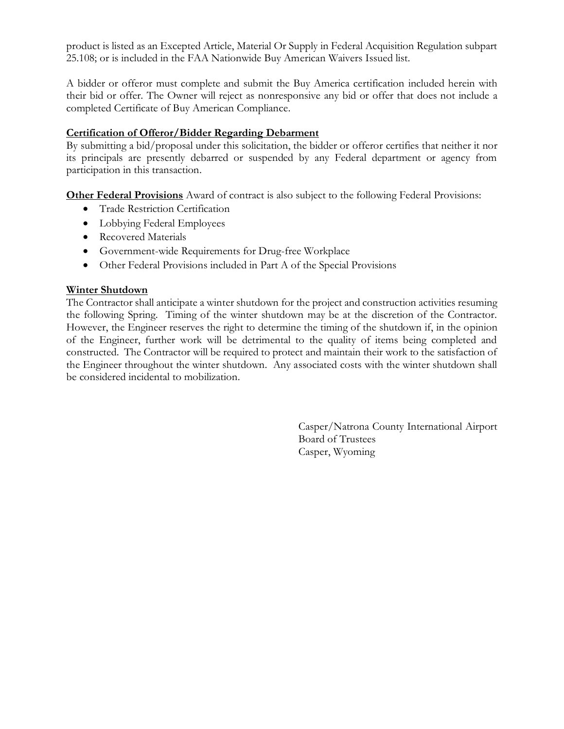product is listed as an Excepted Article, Material Or Supply in Federal Acquisition Regulation subpart 25.108; or is included in the FAA Nationwide Buy American Waivers Issued list.

A bidder or offeror must complete and submit the Buy America certification included herein with their bid or offer. The Owner will reject as nonresponsive any bid or offer that does not include a completed Certificate of Buy American Compliance.

**Certification of Offeror/Bidder Regarding Debarment**

By submitting a bid/proposal under this solicitation, the bidder or offeror certifies that neither it nor its principals are presently debarred or suspended by any Federal department or agency from participation in this transaction.

**Other Federal Provisions** Award of contract is also subject to the following Federal Provisions:

- Trade Restriction Certification
- Lobbying Federal Employees
- Recovered Materials
- Government-wide Requirements for Drug-free Workplace
- Other Federal Provisions included in Part A of the Special Provisions

**Winter Shutdown**

The Contractor shall anticipate a winter shutdown for the project and construction activities resuming the following Spring. Timing of the winter shutdown may be at the discretion of the Contractor. However, the Engineer reserves the right to determine the timing of the shutdown if, in the opinion of the Engineer, further work will be detrimental to the quality of items being completed and constructed. The Contractor will be required to protect and maintain their work to the satisfaction of the Engineer throughout the winter shutdown. Any associated costs with the winter shutdown shall be considered incidental to mobilization.

Casper/Natrona County International Airport
Board of Trustees
Casper, Wyoming